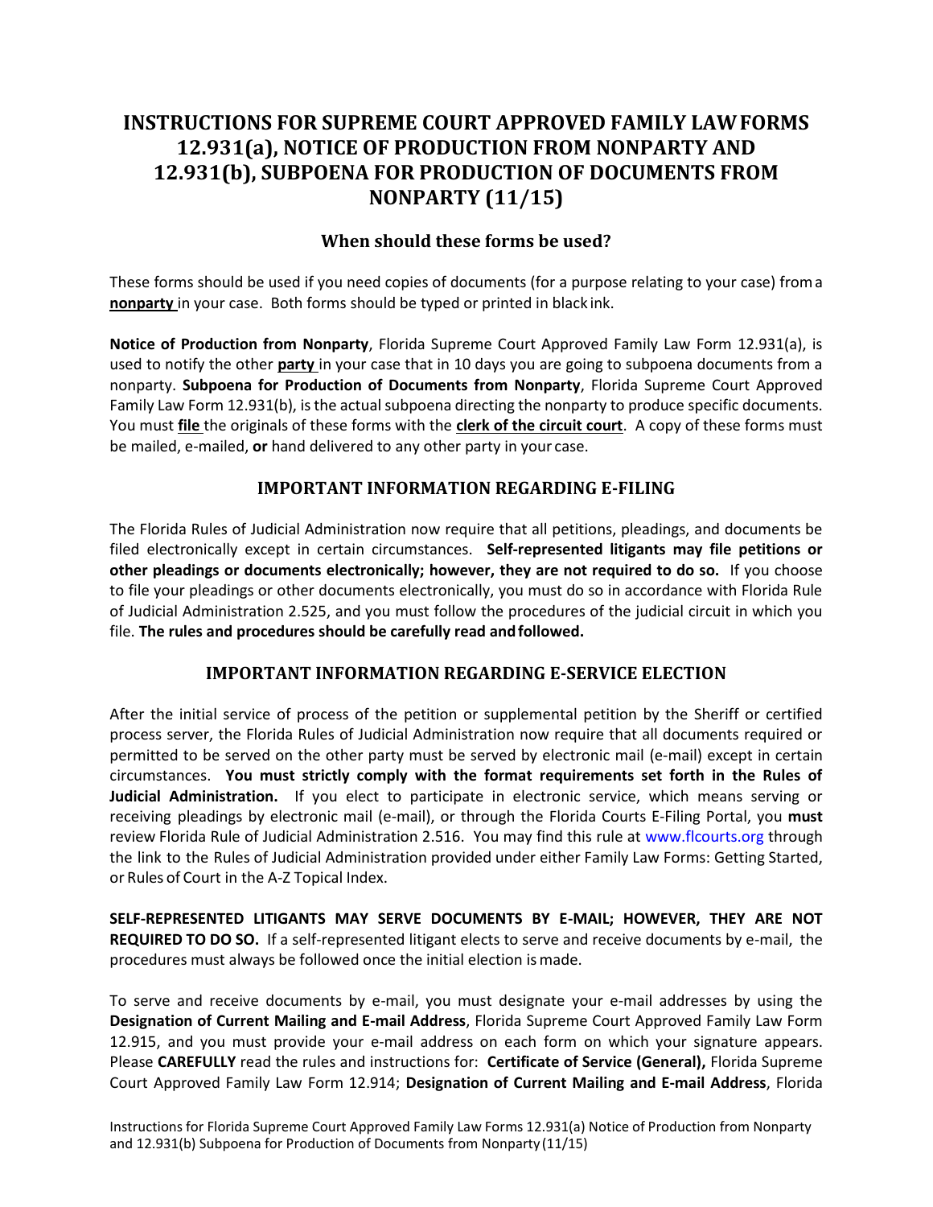# INSTRUCTIONS FOR SUPREME COURT APPROVED FAMILY LAW FORMS 12.931(a), NOTICE OF PRODUCTION FROM NONPARTY AND 12.931(b), SUBPOENA FOR PRODUCTION OF DOCUMENTS FROM NONPARTY (11/15)

## When should these forms be used?

These forms should be used if you need copies of documents (for a purpose relating to your case) from a **nonparty** in your case. Both forms should be typed or printed in black ink.

**Notice of Production from Nonparty**, Florida Supreme Court Approved Family Law Form 12.931(a), is used to notify the other **party** in your case that in 10 days you are going to subpoena documents from a nonparty. **Subpoena for Production of Documents from Nonparty**, Florida Supreme Court Approved Family Law Form 12.931(b), is the actual subpoena directing the nonparty to produce specific documents. You must **file** the originals of these forms with the **clerk of the circuit court**. A copy of these forms must be mailed, e-mailed, **or** hand delivered to any other party in your case.

## IMPORTANT INFORMATION REGARDING E-FILING

The Florida Rules of Judicial Administration now require that all petitions, pleadings, and documents be filed electronically except in certain circumstances. **Self-represented litigants may file petitions or other pleadings or documents electronically; however, they are not required to do so.** If you choose to file your pleadings or other documents electronically, you must do so in accordance with Florida Rule of Judicial Administration 2.525, and you must follow the procedures of the judicial circuit in which you file. **The rules and procedures should be carefully read and followed.**

## IMPORTANT INFORMATION REGARDING E-SERVICE ELECTION

After the initial service of process of the petition or supplemental petition by the Sheriff or certified process server, the Florida Rules of Judicial Administration now require that all documents required or permitted to be served on the other party must be served by electronic mail (e-mail) except in certain circumstances. **You must strictly comply with the format requirements set forth in the Rules of Judicial Administration.** If you elect to participate in electronic service, which means serving or receiving pleadings by electronic mail (e-mail), or through the Florida Courts E-Filing Portal, you **must** review Florida Rule of Judicial Administration 2.516. You may find this rule at www.flcourts.org through the link to the Rules of Judicial Administration provided under either Family Law Forms: Getting Started, or Rules of Court in the A-Z Topical Index.

**SELF-REPRESENTED LITIGANTS MAY SERVE DOCUMENTS BY E-MAIL; HOWEVER, THEY ARE NOT REQUIRED TO DO SO.** If a self-represented litigant elects to serve and receive documents by e-mail, the procedures must always be followed once the initial election is made.

To serve and receive documents by e-mail, you must designate your e-mail addresses by using the **Designation of Current Mailing and E-mail Address**, Florida Supreme Court Approved Family Law Form 12.915, and you must provide your e-mail address on each form on which your signature appears. Please **CAREFULLY** read the rules and instructions for: **Certificate of Service (General),** Florida Supreme Court Approved Family Law Form 12.914; **Designation of Current Mailing and E-mail Address**, Florida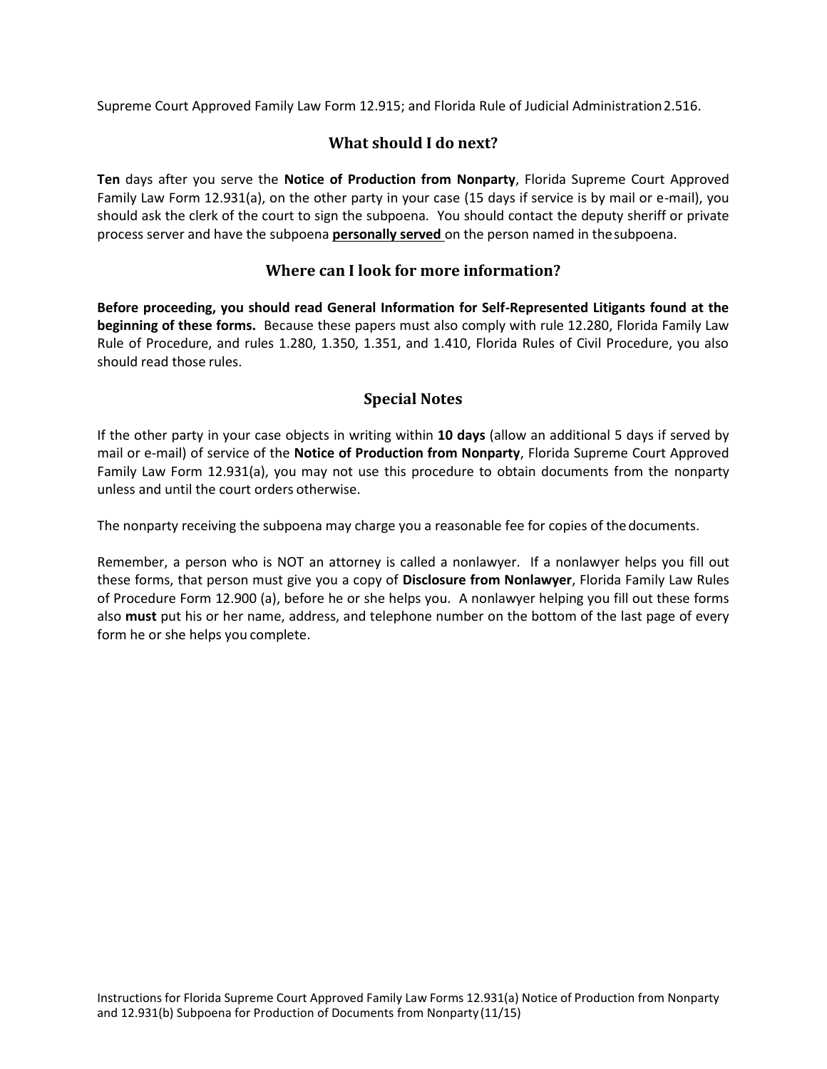Supreme Court Approved Family Law Form 12.915; and Florida Rule of Judicial Administration 2.516.

## What should I do next?

**Ten** days after you serve the **Notice of Production from Nonparty**, Florida Supreme Court Approved Family Law Form 12.931(a), on the other party in your case (15 days if service is by mail or e-mail), you should ask the clerk of the court to sign the subpoena. You should contact the deputy sheriff or private process server and have the subpoena **personally served** on the person named in the subpoena.

## Where can I look for more information?

**Before proceeding, you should read General Information for Self-Represented Litigants found at the beginning of these forms.** Because these papers must also comply with rule 12.280, Florida Family Law Rule of Procedure, and rules 1.280, 1.350, 1.351, and 1.410, Florida Rules of Civil Procedure, you also should read those rules.

## Special Notes

If the other party in your case objects in writing within **10 days** (allow an additional 5 days if served by mail or e-mail) of service of the **Notice of Production from Nonparty**, Florida Supreme Court Approved Family Law Form 12.931(a), you may not use this procedure to obtain documents from the nonparty unless and until the court orders otherwise.

The nonparty receiving the subpoena may charge you a reasonable fee for copies of the documents.

Remember, a person who is NOT an attorney is called a nonlawyer. If a nonlawyer helps you fill out these forms, that person must give you a copy of **Disclosure from Nonlawyer**, Florida Family Law Rules of Procedure Form 12.900 (a), before he or she helps you. A nonlawyer helping you fill out these forms also **must** put his or her name, address, and telephone number on the bottom of the last page of every form he or she helps you complete.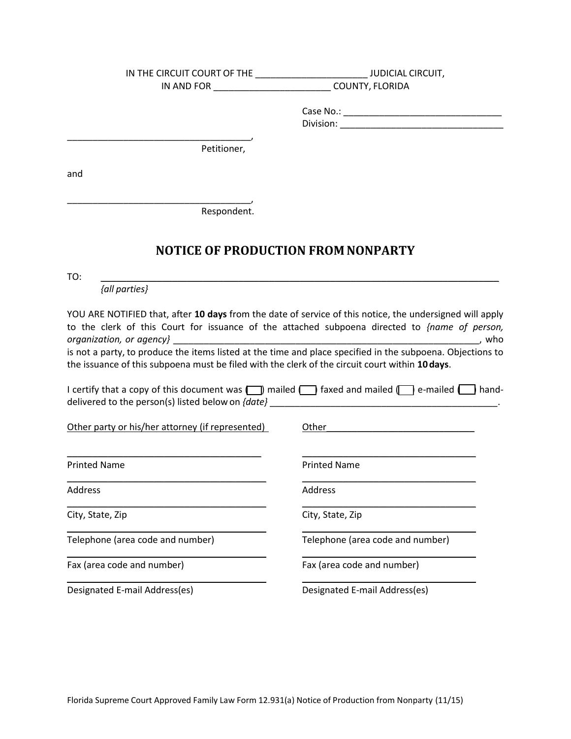IN THE CIRCUIT COURT OF THE ______________________ JUDICIAL CIRCUIT,
IN AND FOR _______________________ COUNTY, FLORIDA

Case No.: _______________________________
Division: ________________________________

_____________________________________,
Petitioner,

and

_____________________________________,
Respondent.

# NOTICE OF PRODUCTION FROM NONPARTY

TO: ________________________________________________________________________________
*{all parties}*

YOU ARE NOTIFIED that, after **10 days** from the date of service of this notice, the undersigned will apply to the clerk of this Court for issuance of the attached subpoena directed to *{name of person, organization, or agency}* ______________________________________________________________, who is not a party, to produce the items listed at the time and place specified in the subpoena. Objections to the issuance of this subpoena must be filed with the clerk of the circuit court within **10 days**.

I certify that a copy of this document was ( ) mailed ( ) faxed and mailed ( ) e-mailed ( ) hand-delivered to the person(s) listed below on *{date}* ______________________________________________.

Other party or his/her attorney (if represented)

_______________________________________
Printed Name
_______________________________________
Address
_______________________________________
City, State, Zip
_______________________________________
Telephone (area code and number)
_______________________________________
Fax (area code and number)
_______________________________________
Designated E-mail Address(es)

Other_____________________________

_______________________________________
Printed Name
_______________________________________
Address
_______________________________________
City, State, Zip
_______________________________________
Telephone (area code and number)
_______________________________________
Fax (area code and number)
_______________________________________
Designated E-mail Address(es)

Florida Supreme Court Approved Family Law Form 12.931(a) Notice of Production from Nonparty (11/15)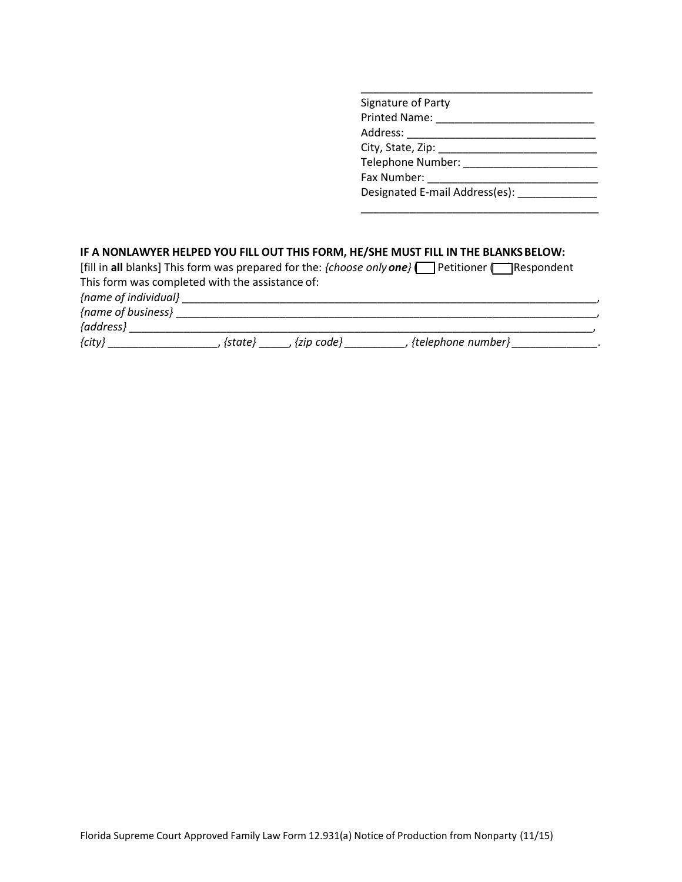\_\_\_\_\_\_\_\_\_\_\_\_\_\_\_\_\_\_\_\_\_\_\_\_\_\_\_\_\_\_\_\_\_\_\_\_\_\_\_\_
Signature of Party
Printed Name: \_\_\_\_\_\_\_\_\_\_\_\_\_\_\_\_\_\_\_\_\_\_\_\_\_\_
Address: \_\_\_\_\_\_\_\_\_\_\_\_\_\_\_\_\_\_\_\_\_\_\_\_\_\_\_\_\_\_\_\_
City, State, Zip: \_\_\_\_\_\_\_\_\_\_\_\_\_\_\_\_\_\_\_\_\_\_\_\_\_\_\_
Telephone Number: \_\_\_\_\_\_\_\_\_\_\_\_\_\_\_\_\_\_\_\_\_\_
Fax Number: \_\_\_\_\_\_\_\_\_\_\_\_\_\_\_\_\_\_\_\_\_\_\_\_\_\_\_
Designated E-mail Address(es): \_\_\_\_\_\_\_\_\_\_\_\_\_
\_\_\_\_\_\_\_\_\_\_\_\_\_\_\_\_\_\_\_\_\_\_\_\_\_\_\_\_\_\_\_\_\_\_\_\_\_\_\_\_\_

**IF A NONLAWYER HELPED YOU FILL OUT THIS FORM, HE/SHE MUST FILL IN THE BLANKS BELOW:**

[fill in **all** blanks] This form was prepared for the: *{choose only* ***one****}* ☐ Petitioner ☐ Respondent
This form was completed with the assistance of:
*{name of individual}* \_\_\_\_\_\_\_\_\_\_\_\_\_\_\_\_\_\_\_\_\_\_\_\_\_\_\_\_\_\_\_\_\_\_\_\_\_\_\_\_\_\_\_\_\_\_\_\_\_\_\_\_\_\_\_\_\_\_\_\_\_\_\_\_\_\_\_\_\_,
*{name of business}* \_\_\_\_\_\_\_\_\_\_\_\_\_\_\_\_\_\_\_\_\_\_\_\_\_\_\_\_\_\_\_\_\_\_\_\_\_\_\_\_\_\_\_\_\_\_\_\_\_\_\_\_\_\_\_\_\_\_\_\_\_\_\_\_\_\_\_\_\_,
*{address}* \_\_\_\_\_\_\_\_\_\_\_\_\_\_\_\_\_\_\_\_\_\_\_\_\_\_\_\_\_\_\_\_\_\_\_\_\_\_\_\_\_\_\_\_\_\_\_\_\_\_\_\_\_\_\_\_\_\_\_\_\_\_\_\_\_\_\_\_\_\_\_\_\_,
*{city}* \_\_\_\_\_\_\_\_\_\_\_\_\_\_\_\_\_\_, *{state}* \_\_\_\_\_, *{zip code}* \_\_\_\_\_\_\_\_\_\_, *{telephone number}* \_\_\_\_\_\_\_\_\_\_\_\_\_\_.

Florida Supreme Court Approved Family Law Form 12.931(a) Notice of Production from Nonparty (11/15)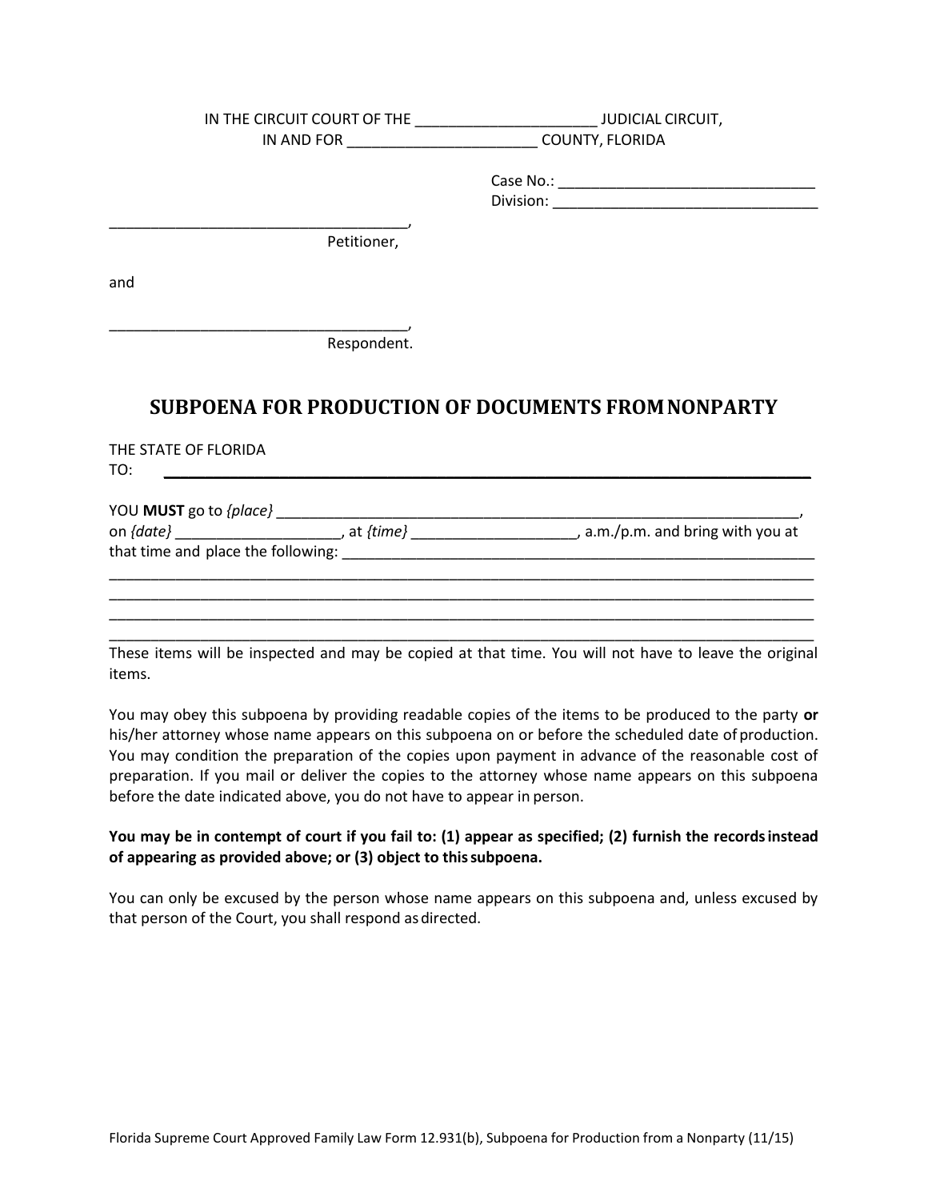IN THE CIRCUIT COURT OF THE ______________________ JUDICIAL CIRCUIT,
IN AND FOR ________________________ COUNTY, FLORIDA

Case No.: ________________________________
Division: ________________________________

_____________________________________,
Petitioner,

and

_____________________________________,
Respondent.

# SUBPOENA FOR PRODUCTION OF DOCUMENTS FROM NONPARTY

THE STATE OF FLORIDA
TO: ________________________________________________________________________________

YOU **MUST** go to *{place}* ___________________________________________________________________,
on *{date}* ____________________, at *{time}* ____________________, a.m./p.m. and bring with you at that time and place the following: _____________________________________________________________
________________________________________________________________________________________
________________________________________________________________________________________
________________________________________________________________________________________
________________________________________________________________________________________

These items will be inspected and may be copied at that time. You will not have to leave the original items.

You may obey this subpoena by providing readable copies of the items to be produced to the party **or** his/her attorney whose name appears on this subpoena on or before the scheduled date of production. You may condition the preparation of the copies upon payment in advance of the reasonable cost of preparation. If you mail or deliver the copies to the attorney whose name appears on this subpoena before the date indicated above, you do not have to appear in person.

**You may be in contempt of court if you fail to: (1) appear as specified; (2) furnish the records instead of appearing as provided above; or (3) object to this subpoena.**

You can only be excused by the person whose name appears on this subpoena and, unless excused by that person of the Court, you shall respond as directed.

Florida Supreme Court Approved Family Law Form 12.931(b), Subpoena for Production from a Nonparty (11/15)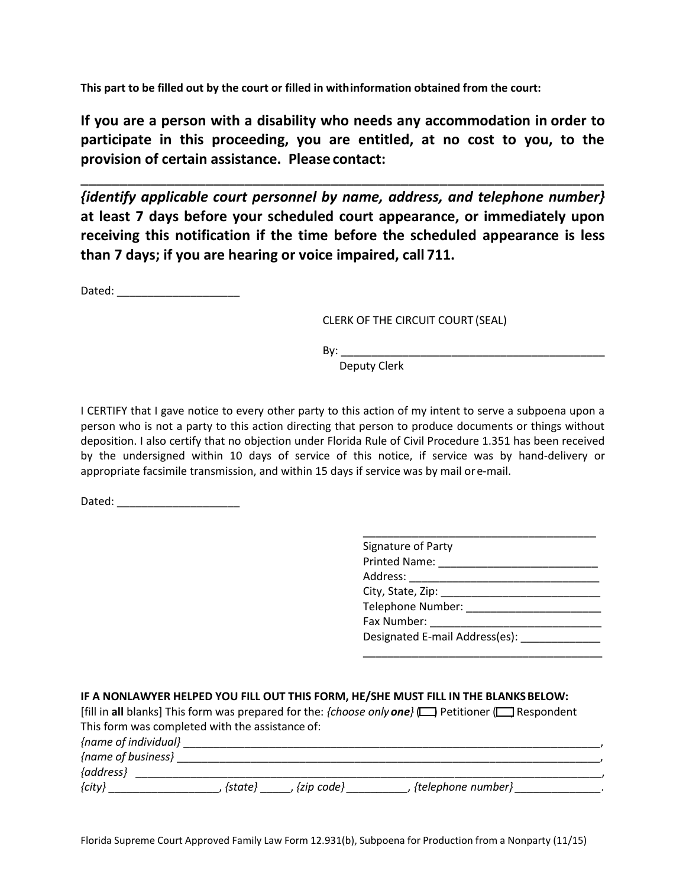**This part to be filled out by the court or filled in with information obtained from the court:**

**If you are a person with a disability who needs any accommodation in order to participate in this proceeding, you are entitled, at no cost to you, to the provision of certain assistance. Please contact:**

______________________________________________________________________

***{identify applicable court personnel by name, address, and telephone number}*** **at least 7 days before your scheduled court appearance, or immediately upon receiving this notification if the time before the scheduled appearance is less than 7 days; if you are hearing or voice impaired, call 711.**

Dated: ____________________

CLERK OF THE CIRCUIT COURT (SEAL)

By: ____________________________________________
Deputy Clerk

I CERTIFY that I gave notice to every other party to this action of my intent to serve a subpoena upon a person who is not a party to this action directing that person to produce documents or things without deposition. I also certify that no objection under Florida Rule of Civil Procedure 1.351 has been received by the undersigned within 10 days of service of this notice, if service was by hand-delivery or appropriate facsimile transmission, and within 15 days if service was by mail or e-mail.

Dated: ____________________

_______________________________________
Signature of Party
Printed Name: __________________________
Address: ______________________________
City, State, Zip: _________________________
Telephone Number: ______________________
Fax Number: ___________________________
Designated E-mail Address(es): _____________
_________________________________________

**IF A NONLAWYER HELPED YOU FILL OUT THIS FORM, HE/SHE MUST FILL IN THE BLANKS BELOW:**

[fill in **all** blanks] This form was prepared for the: *{choose only **one**}* ( ) Petitioner ( ) Respondent
This form was completed with the assistance of:
*{name of individual}* _______________________________________________________________________,
*{name of business}* _______________________________________________________________________,
*{address}* ____________________________________________________________________________,
*{city}* __________________, *{state}* _____, *{zip code}* __________, *{telephone number}* ______________.